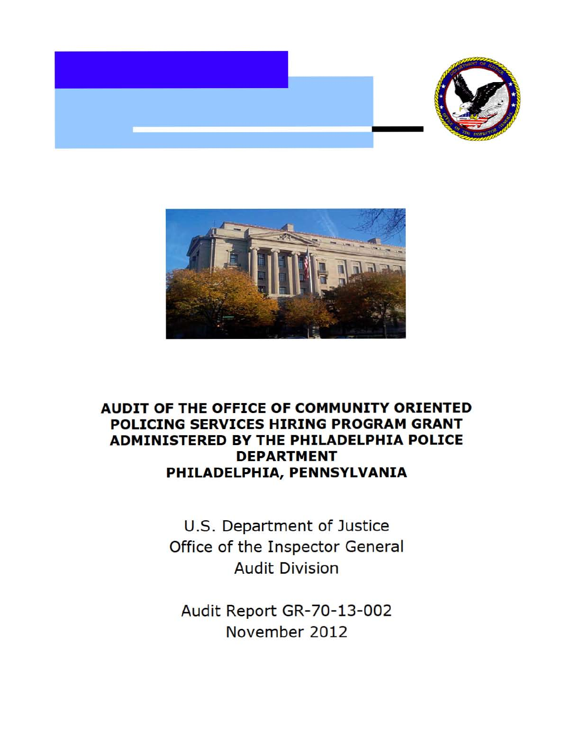# AUDIT OF THE OFFICE OF COMMUNITY ORIENTED POLICING SERVICES HIRING PROGRAM GRANT ADMINISTERED BY THE PHILADELPHIA POLICE DEPARTMENT PHILADELPHIA, PENNSYLVANIA

U.S. Department of Justice
Office of the Inspector General
Audit Division

Audit Report GR-70-13-002
November 2012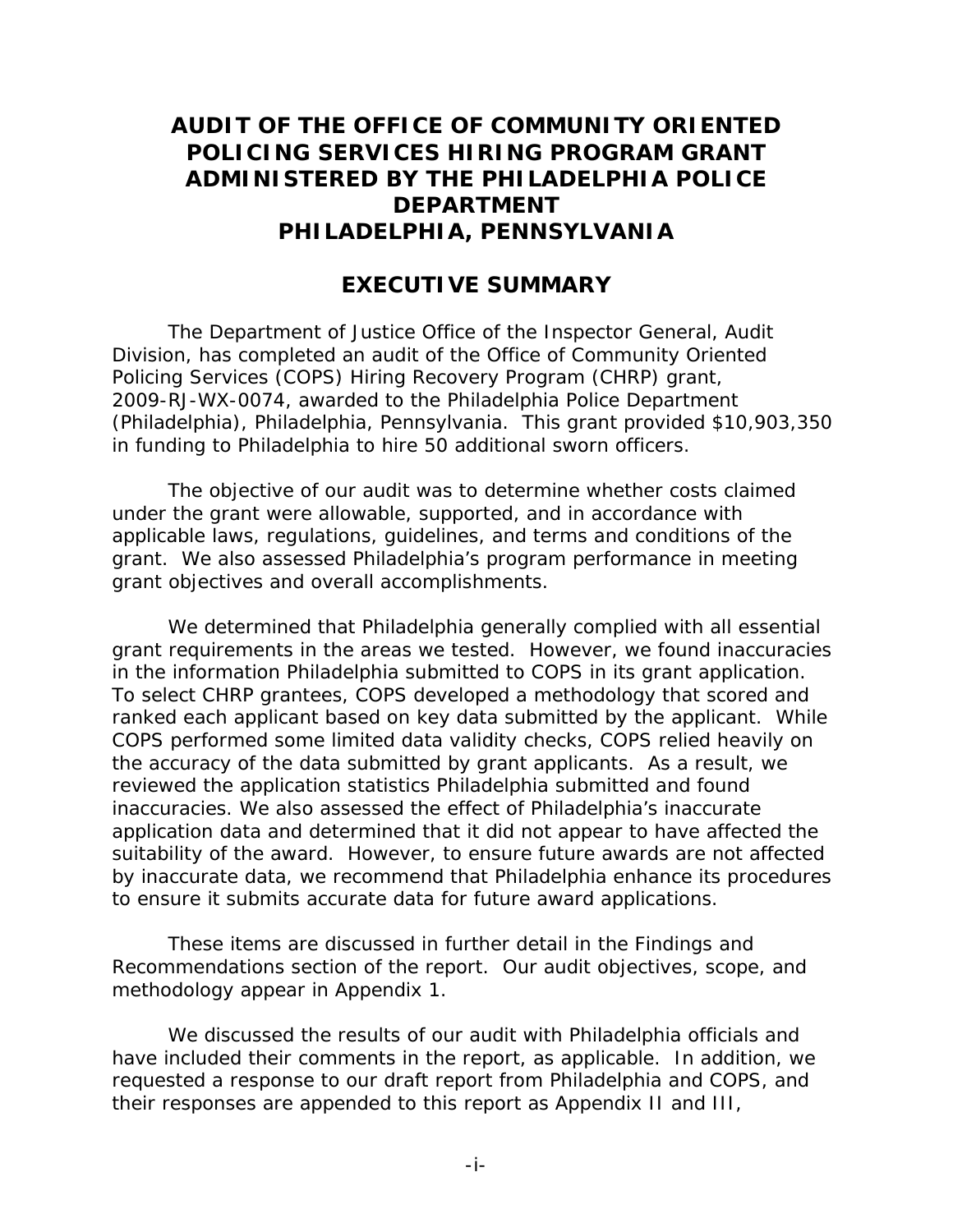# AUDIT OF THE OFFICE OF COMMUNITY ORIENTED POLICING SERVICES HIRING PROGRAM GRANT ADMINISTERED BY THE PHILADELPHIA POLICE DEPARTMENT PHILADELPHIA, PENNSYLVANIA

## EXECUTIVE SUMMARY

The Department of Justice Office of the Inspector General, Audit Division, has completed an audit of the Office of Community Oriented Policing Services (COPS) Hiring Recovery Program (CHRP) grant, 2009-RJ-WX-0074, awarded to the Philadelphia Police Department (Philadelphia), Philadelphia, Pennsylvania. This grant provided \$10,903,350 in funding to Philadelphia to hire 50 additional sworn officers.

The objective of our audit was to determine whether costs claimed under the grant were allowable, supported, and in accordance with applicable laws, regulations, guidelines, and terms and conditions of the grant. We also assessed Philadelphia's program performance in meeting grant objectives and overall accomplishments.

We determined that Philadelphia generally complied with all essential grant requirements in the areas we tested. However, we found inaccuracies in the information Philadelphia submitted to COPS in its grant application. To select CHRP grantees, COPS developed a methodology that scored and ranked each applicant based on key data submitted by the applicant. While COPS performed some limited data validity checks, COPS relied heavily on the accuracy of the data submitted by grant applicants. As a result, we reviewed the application statistics Philadelphia submitted and found inaccuracies. We also assessed the effect of Philadelphia's inaccurate application data and determined that it did not appear to have affected the suitability of the award. However, to ensure future awards are not affected by inaccurate data, we recommend that Philadelphia enhance its procedures to ensure it submits accurate data for future award applications.

These items are discussed in further detail in the Findings and Recommendations section of the report. Our audit objectives, scope, and methodology appear in Appendix 1.

We discussed the results of our audit with Philadelphia officials and have included their comments in the report, as applicable. In addition, we requested a response to our draft report from Philadelphia and COPS, and their responses are appended to this report as Appendix II and III,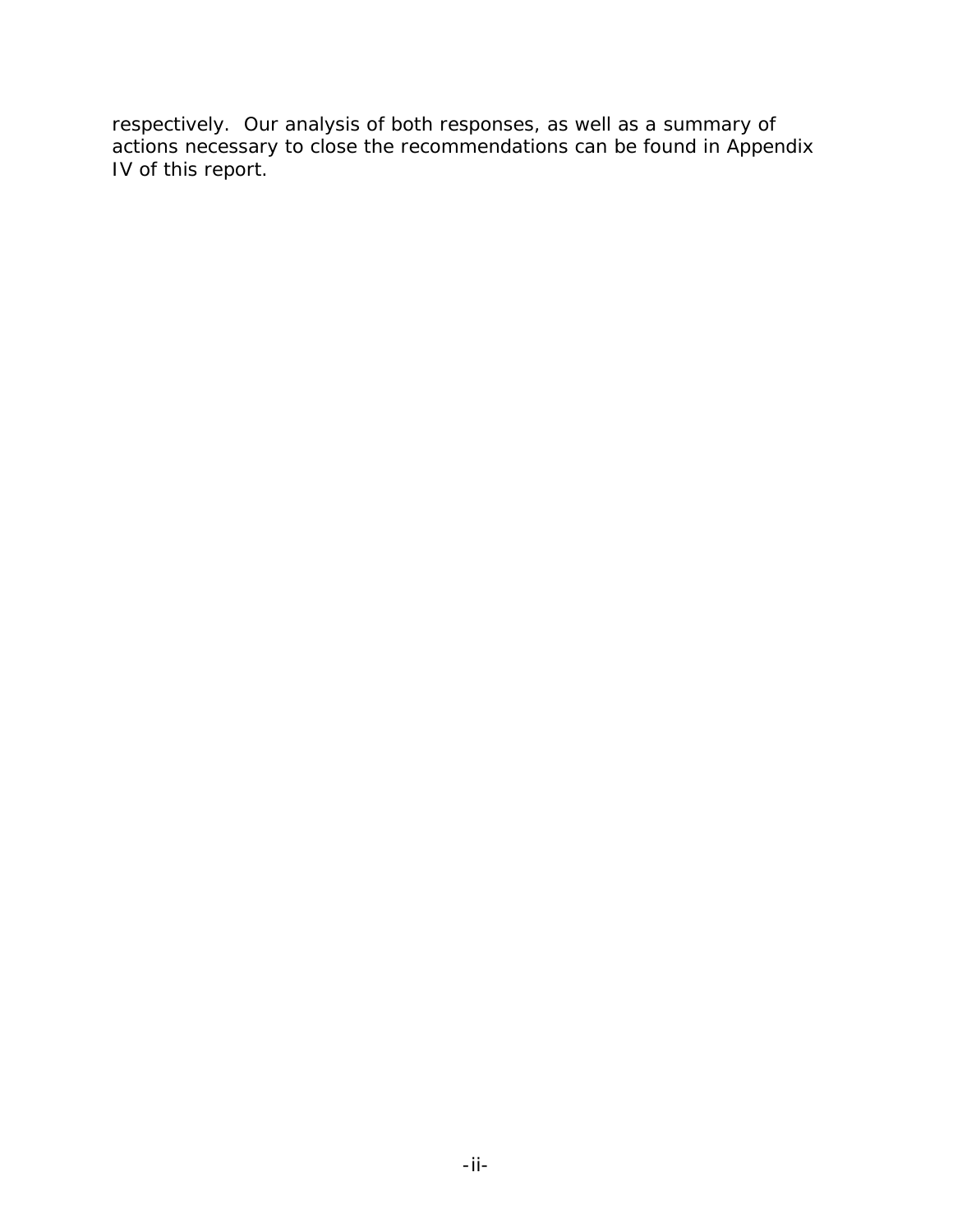respectively. Our analysis of both responses, as well as a summary of actions necessary to close the recommendations can be found in Appendix IV of this report.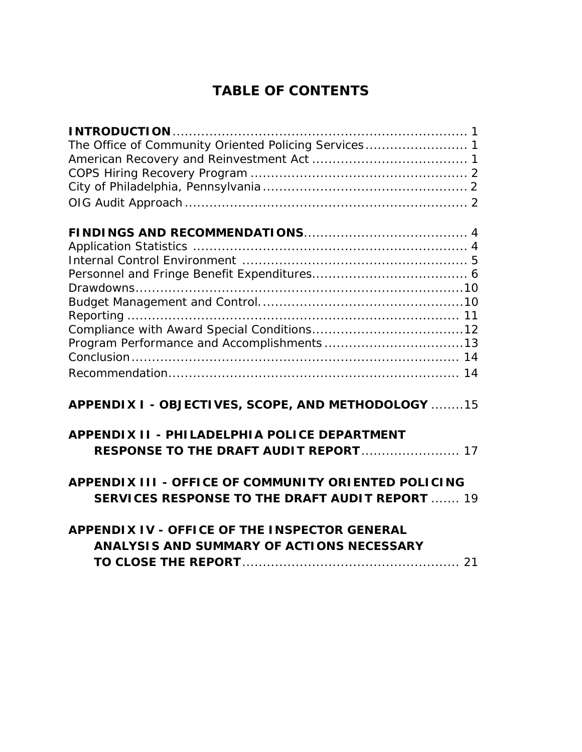# TABLE OF CONTENTS

**INTRODUCTION** ........................................................................ 1
The Office of Community Oriented Policing Services......................... 1
American Recovery and Reinvestment Act ..................................... 1
COPS Hiring Recovery Program .................................................... 2
City of Philadelphia, Pennsylvania ................................................. 2
OIG Audit Approach .................................................................... 2

**FINDINGS AND RECOMMENDATIONS**....................................... 4
Application Statistics .................................................................. 4
Internal Control Environment ....................................................... 5
Personnel and Fringe Benefit Expenditures...................................... 6
Drawdowns...............................................................................10
Budget Management and Control.................................................10
Reporting ................................................................................ 11
Compliance with Award Special Conditions....................................12
Program Performance and Accomplishments .................................13
Conclusion............................................................................... 14
Recommendation...................................................................... 14

**APPENDIX I - OBJECTIVES, SCOPE, AND METHODOLOGY** ........15

**APPENDIX II - PHILADELPHIA POLICE DEPARTMENT RESPONSE TO THE DRAFT AUDIT REPORT**........................ 17

**APPENDIX III - OFFICE OF COMMUNITY ORIENTED POLICING SERVICES RESPONSE TO THE DRAFT AUDIT REPORT** ....... 19

**APPENDIX IV - OFFICE OF THE INSPECTOR GENERAL ANALYSIS AND SUMMARY OF ACTIONS NECESSARY TO CLOSE THE REPORT**..................................................... 21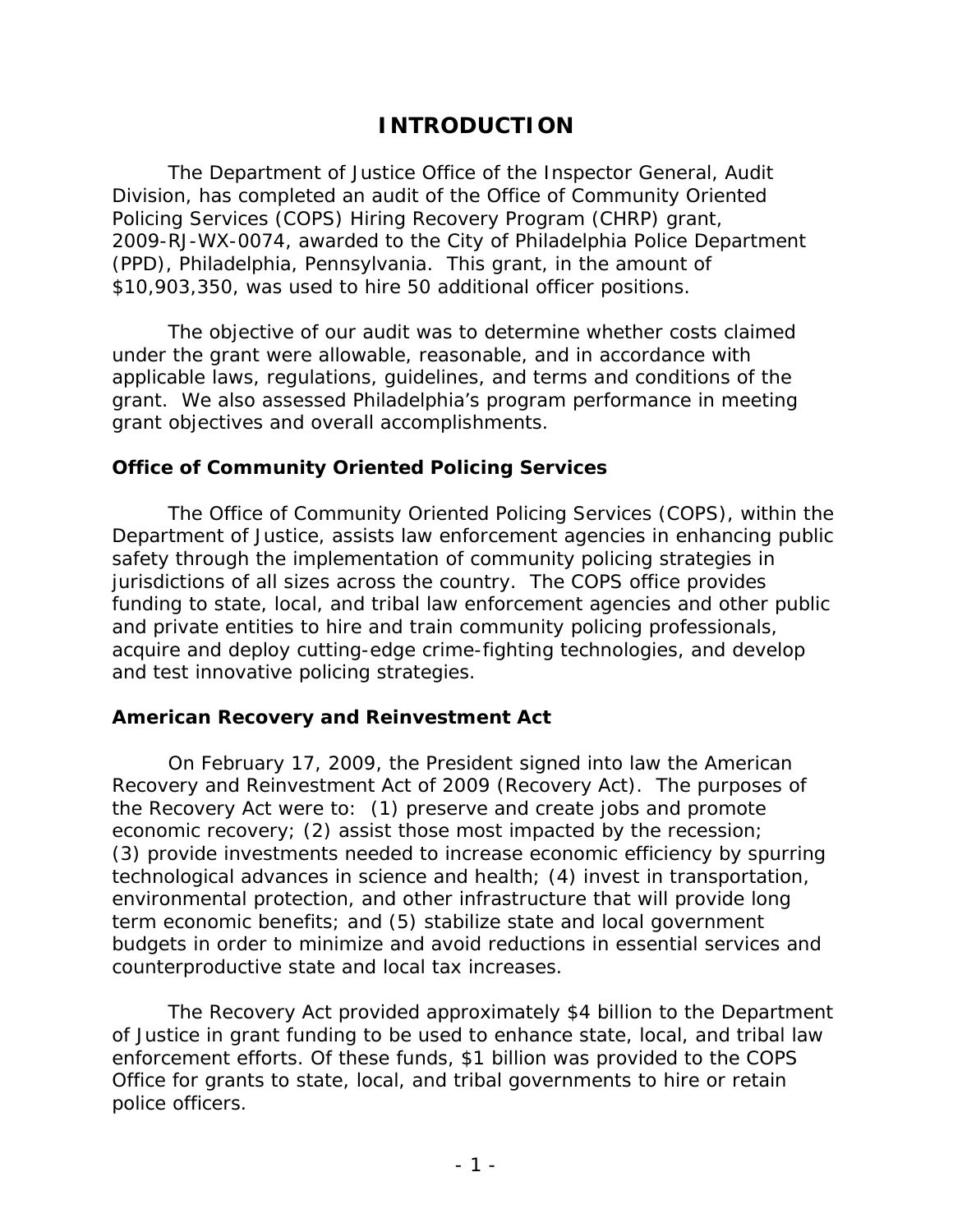# INTRODUCTION

The Department of Justice Office of the Inspector General, Audit Division, has completed an audit of the Office of Community Oriented Policing Services (COPS) Hiring Recovery Program (CHRP) grant, 2009-RJ-WX-0074, awarded to the City of Philadelphia Police Department (PPD), Philadelphia, Pennsylvania. This grant, in the amount of $10,903,350, was used to hire 50 additional officer positions.

The objective of our audit was to determine whether costs claimed under the grant were allowable, reasonable, and in accordance with applicable laws, regulations, guidelines, and terms and conditions of the grant. We also assessed Philadelphia's program performance in meeting grant objectives and overall accomplishments.

### Office of Community Oriented Policing Services

The Office of Community Oriented Policing Services (COPS), within the Department of Justice, assists law enforcement agencies in enhancing public safety through the implementation of community policing strategies in jurisdictions of all sizes across the country. The COPS office provides funding to state, local, and tribal law enforcement agencies and other public and private entities to hire and train community policing professionals, acquire and deploy cutting-edge crime-fighting technologies, and develop and test innovative policing strategies.

### American Recovery and Reinvestment Act

On February 17, 2009, the President signed into law the American Recovery and Reinvestment Act of 2009 (Recovery Act). The purposes of the Recovery Act were to: (1) preserve and create jobs and promote economic recovery; (2) assist those most impacted by the recession; (3) provide investments needed to increase economic efficiency by spurring technological advances in science and health; (4) invest in transportation, environmental protection, and other infrastructure that will provide long term economic benefits; and (5) stabilize state and local government budgets in order to minimize and avoid reductions in essential services and counterproductive state and local tax increases.

The Recovery Act provided approximately $4 billion to the Department of Justice in grant funding to be used to enhance state, local, and tribal law enforcement efforts. Of these funds, $1 billion was provided to the COPS Office for grants to state, local, and tribal governments to hire or retain police officers.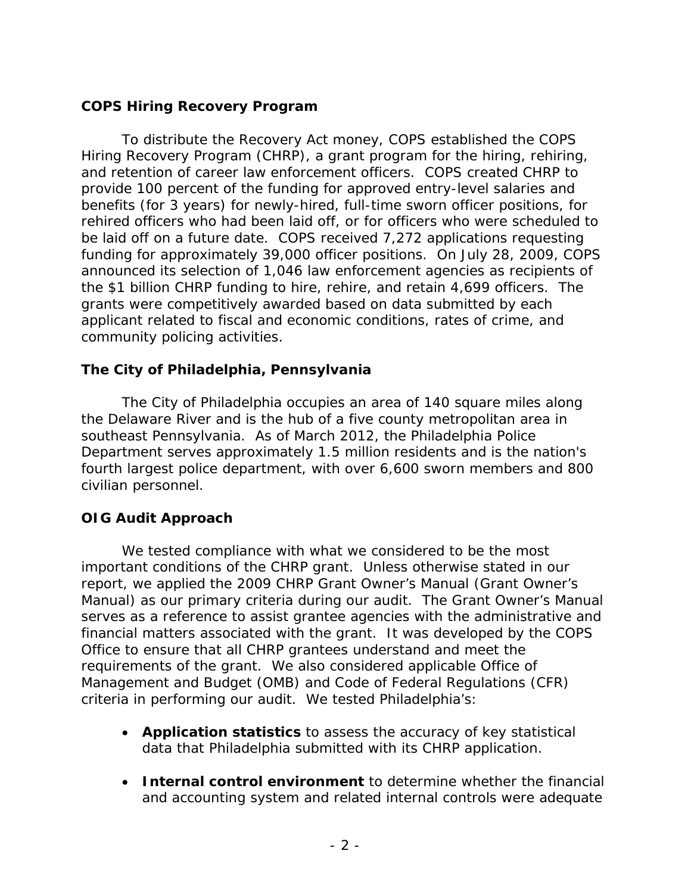### COPS Hiring Recovery Program

To distribute the Recovery Act money, COPS established the COPS Hiring Recovery Program (CHRP), a grant program for the hiring, rehiring, and retention of career law enforcement officers. COPS created CHRP to provide 100 percent of the funding for approved entry-level salaries and benefits (for 3 years) for newly-hired, full-time sworn officer positions, for rehired officers who had been laid off, or for officers who were scheduled to be laid off on a future date. COPS received 7,272 applications requesting funding for approximately 39,000 officer positions. On July 28, 2009, COPS announced its selection of 1,046 law enforcement agencies as recipients of the $1 billion CHRP funding to hire, rehire, and retain 4,699 officers. The grants were competitively awarded based on data submitted by each applicant related to fiscal and economic conditions, rates of crime, and community policing activities.

### The City of Philadelphia, Pennsylvania

The City of Philadelphia occupies an area of 140 square miles along the Delaware River and is the hub of a five county metropolitan area in southeast Pennsylvania. As of March 2012, the Philadelphia Police Department serves approximately 1.5 million residents and is the nation's fourth largest police department, with over 6,600 sworn members and 800 civilian personnel.

### OIG Audit Approach

We tested compliance with what we considered to be the most important conditions of the CHRP grant. Unless otherwise stated in our report, we applied the 2009 CHRP Grant Owner's Manual (Grant Owner's Manual) as our primary criteria during our audit. The Grant Owner's Manual serves as a reference to assist grantee agencies with the administrative and financial matters associated with the grant. It was developed by the COPS Office to ensure that all CHRP grantees understand and meet the requirements of the grant. We also considered applicable Office of Management and Budget (OMB) and Code of Federal Regulations (CFR) criteria in performing our audit. We tested Philadelphia's:

- **Application statistics** to assess the accuracy of key statistical data that Philadelphia submitted with its CHRP application.
- **Internal control environment** to determine whether the financial and accounting system and related internal controls were adequate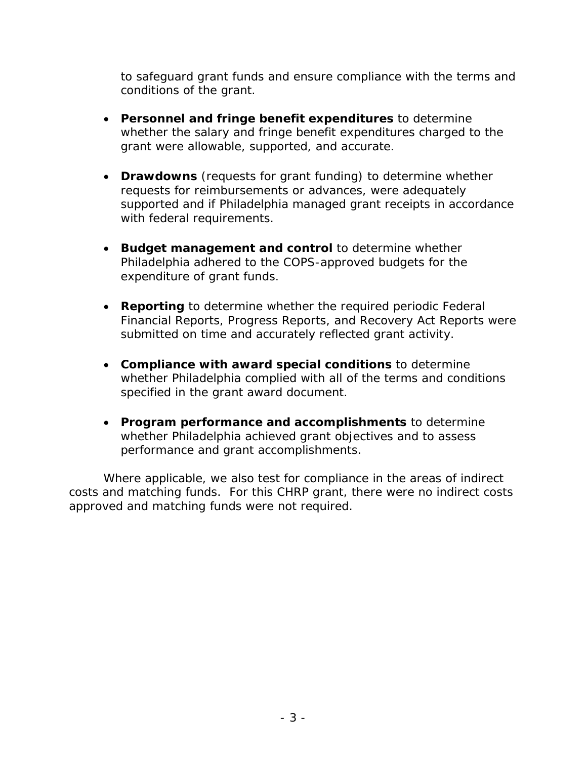to safeguard grant funds and ensure compliance with the terms and conditions of the grant.

- **Personnel and fringe benefit expenditures** to determine whether the salary and fringe benefit expenditures charged to the grant were allowable, supported, and accurate.

- **Drawdowns** (requests for grant funding) to determine whether requests for reimbursements or advances, were adequately supported and if Philadelphia managed grant receipts in accordance with federal requirements.

- **Budget management and control** to determine whether Philadelphia adhered to the COPS-approved budgets for the expenditure of grant funds.

- **Reporting** to determine whether the required periodic Federal Financial Reports, Progress Reports, and Recovery Act Reports were submitted on time and accurately reflected grant activity.

- **Compliance with award special conditions** to determine whether Philadelphia complied with all of the terms and conditions specified in the grant award document.

- **Program performance and accomplishments** to determine whether Philadelphia achieved grant objectives and to assess performance and grant accomplishments.

Where applicable, we also test for compliance in the areas of indirect costs and matching funds. For this CHRP grant, there were no indirect costs approved and matching funds were not required.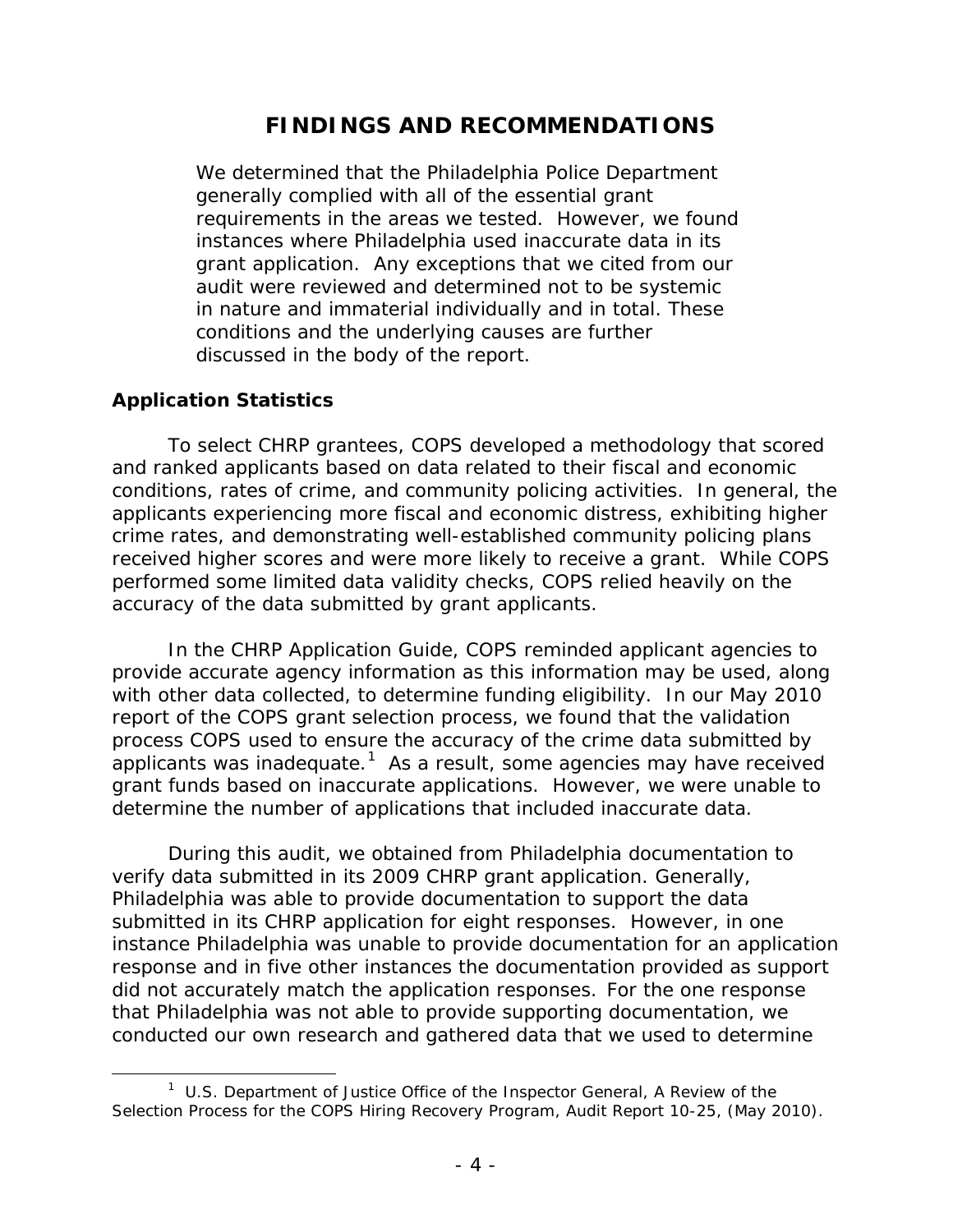# FINDINGS AND RECOMMENDATIONS

> We determined that the Philadelphia Police Department generally complied with all of the essential grant requirements in the areas we tested. However, we found instances where Philadelphia used inaccurate data in its grant application. Any exceptions that we cited from our audit were reviewed and determined not to be systemic in nature and immaterial individually and in total. These conditions and the underlying causes are further discussed in the body of the report.

### Application Statistics

To select CHRP grantees, COPS developed a methodology that scored and ranked applicants based on data related to their fiscal and economic conditions, rates of crime, and community policing activities. In general, the applicants experiencing more fiscal and economic distress, exhibiting higher crime rates, and demonstrating well-established community policing plans received higher scores and were more likely to receive a grant. While COPS performed some limited data validity checks, COPS relied heavily on the accuracy of the data submitted by grant applicants.

In the CHRP Application Guide, COPS reminded applicant agencies to provide accurate agency information as this information may be used, along with other data collected, to determine funding eligibility. In our May 2010 report of the COPS grant selection process, we found that the validation process COPS used to ensure the accuracy of the crime data submitted by applicants was inadequate.[1] As a result, some agencies may have received grant funds based on inaccurate applications. However, we were unable to determine the number of applications that included inaccurate data.

During this audit, we obtained from Philadelphia documentation to verify data submitted in its 2009 CHRP grant application. Generally, Philadelphia was able to provide documentation to support the data submitted in its CHRP application for eight responses. However, in one instance Philadelphia was unable to provide documentation for an application response and in five other instances the documentation provided as support did not accurately match the application responses. For the one response that Philadelphia was not able to provide supporting documentation, we conducted our own research and gathered data that we used to determine

[1] U.S. Department of Justice Office of the Inspector General, A Review of the Selection Process for the COPS Hiring Recovery Program, Audit Report 10-25, (May 2010).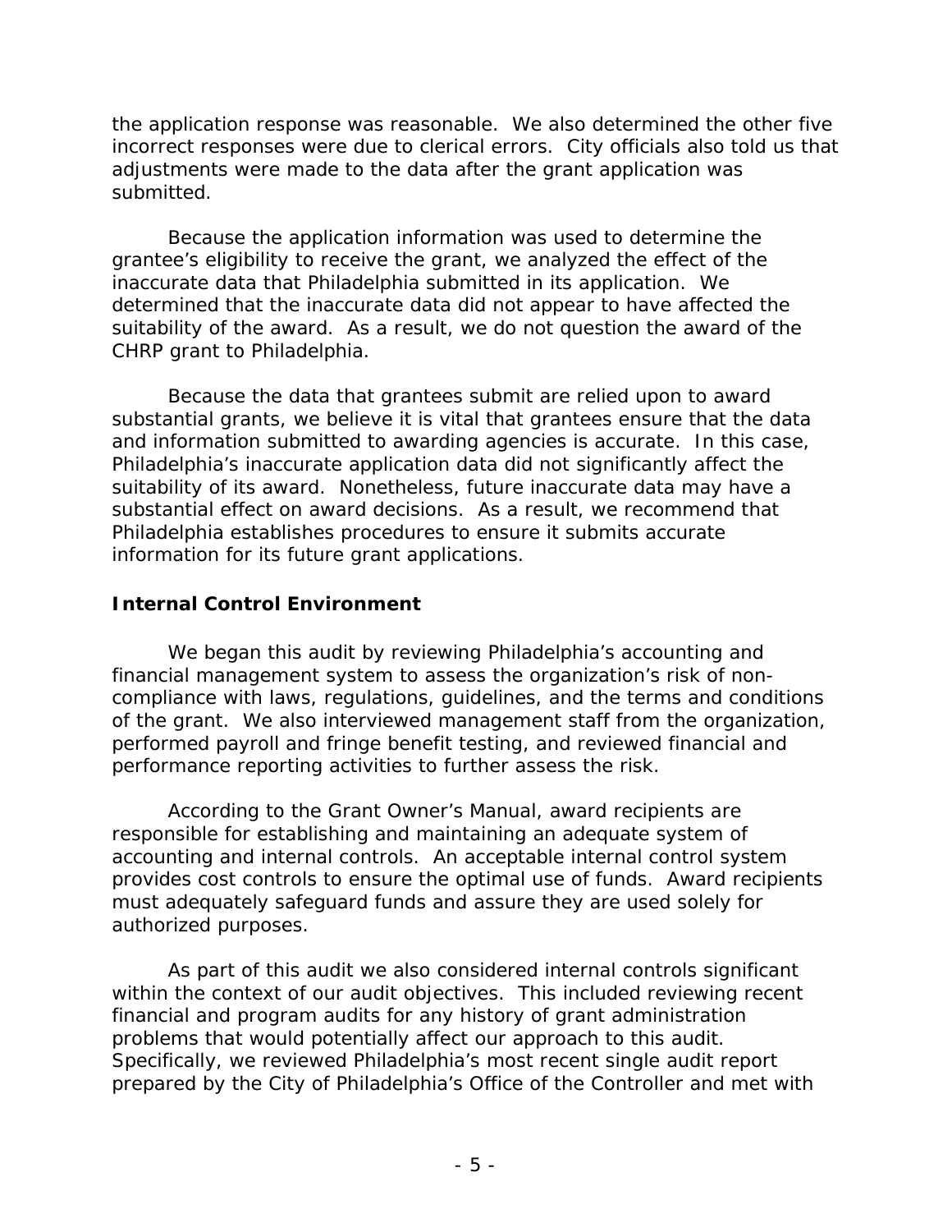the application response was reasonable. We also determined the other five incorrect responses were due to clerical errors. City officials also told us that adjustments were made to the data after the grant application was submitted.

Because the application information was used to determine the grantee's eligibility to receive the grant, we analyzed the effect of the inaccurate data that Philadelphia submitted in its application. We determined that the inaccurate data did not appear to have affected the suitability of the award. As a result, we do not question the award of the CHRP grant to Philadelphia.

Because the data that grantees submit are relied upon to award substantial grants, we believe it is vital that grantees ensure that the data and information submitted to awarding agencies is accurate. In this case, Philadelphia's inaccurate application data did not significantly affect the suitability of its award. Nonetheless, future inaccurate data may have a substantial effect on award decisions. As a result, we recommend that Philadelphia establishes procedures to ensure it submits accurate information for its future grant applications.

## Internal Control Environment

We began this audit by reviewing Philadelphia's accounting and financial management system to assess the organization's risk of non-compliance with laws, regulations, guidelines, and the terms and conditions of the grant. We also interviewed management staff from the organization, performed payroll and fringe benefit testing, and reviewed financial and performance reporting activities to further assess the risk.

According to the Grant Owner's Manual, award recipients are responsible for establishing and maintaining an adequate system of accounting and internal controls. An acceptable internal control system provides cost controls to ensure the optimal use of funds. Award recipients must adequately safeguard funds and assure they are used solely for authorized purposes.

As part of this audit we also considered internal controls significant within the context of our audit objectives. This included reviewing recent financial and program audits for any history of grant administration problems that would potentially affect our approach to this audit. Specifically, we reviewed Philadelphia's most recent single audit report prepared by the City of Philadelphia's Office of the Controller and met with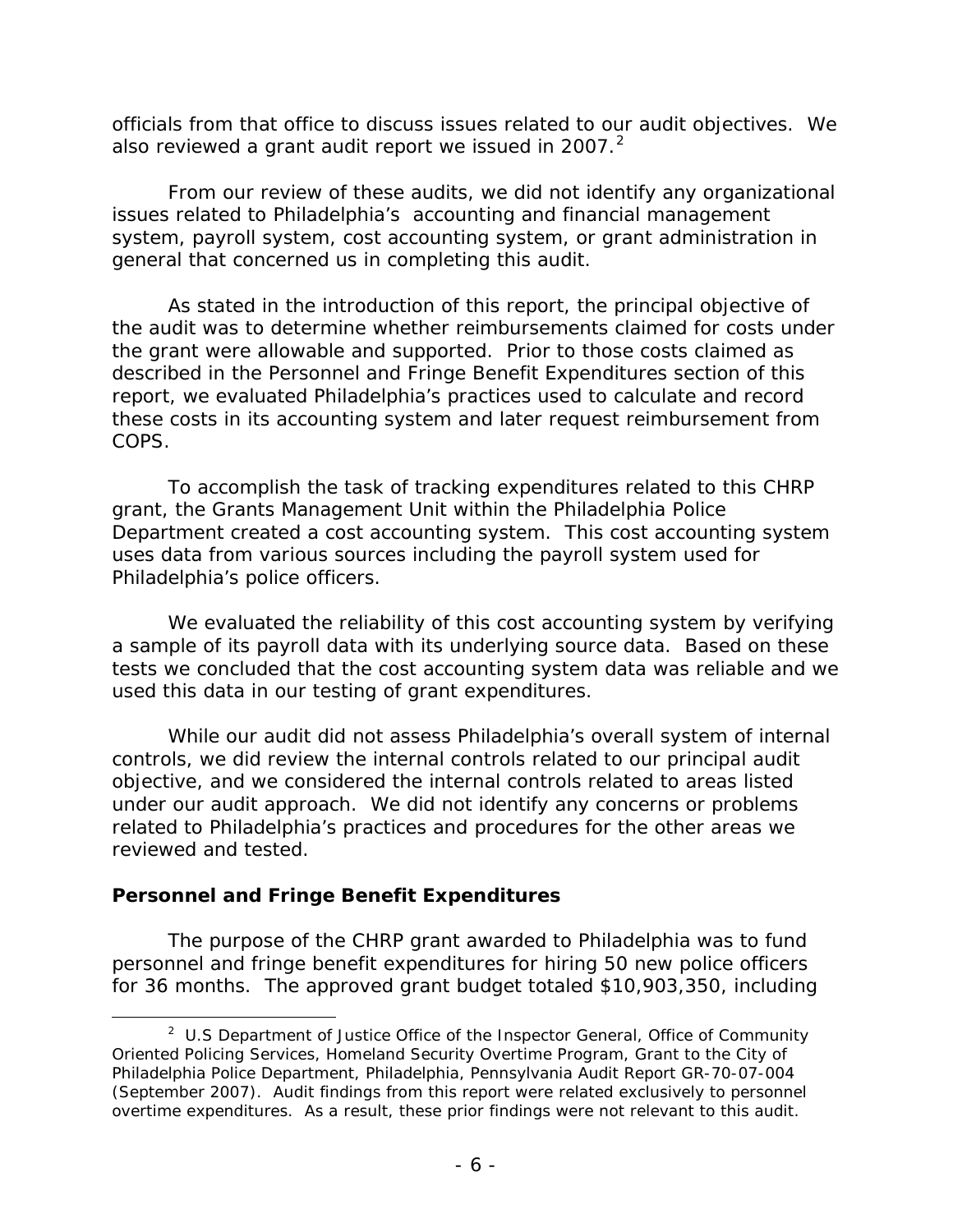officials from that office to discuss issues related to our audit objectives. We also reviewed a grant audit report we issued in 2007.[2]

From our review of these audits, we did not identify any organizational issues related to Philadelphia's accounting and financial management system, payroll system, cost accounting system, or grant administration in general that concerned us in completing this audit.

As stated in the introduction of this report, the principal objective of the audit was to determine whether reimbursements claimed for costs under the grant were allowable and supported. Prior to those costs claimed as described in the Personnel and Fringe Benefit Expenditures section of this report, we evaluated Philadelphia's practices used to calculate and record these costs in its accounting system and later request reimbursement from COPS.

To accomplish the task of tracking expenditures related to this CHRP grant, the Grants Management Unit within the Philadelphia Police Department created a cost accounting system. This cost accounting system uses data from various sources including the payroll system used for Philadelphia's police officers.

We evaluated the reliability of this cost accounting system by verifying a sample of its payroll data with its underlying source data. Based on these tests we concluded that the cost accounting system data was reliable and we used this data in our testing of grant expenditures.

While our audit did not assess Philadelphia's overall system of internal controls, we did review the internal controls related to our principal audit objective, and we considered the internal controls related to areas listed under our audit approach. We did not identify any concerns or problems related to Philadelphia's practices and procedures for the other areas we reviewed and tested.

**Personnel and Fringe Benefit Expenditures**

The purpose of the CHRP grant awarded to Philadelphia was to fund personnel and fringe benefit expenditures for hiring 50 new police officers for 36 months. The approved grant budget totaled $10,903,350, including

[2] U.S Department of Justice Office of the Inspector General, Office of Community Oriented Policing Services, Homeland Security Overtime Program, Grant to the City of Philadelphia Police Department, Philadelphia, Pennsylvania Audit Report GR-70-07-004 (September 2007). Audit findings from this report were related exclusively to personnel overtime expenditures. As a result, these prior findings were not relevant to this audit.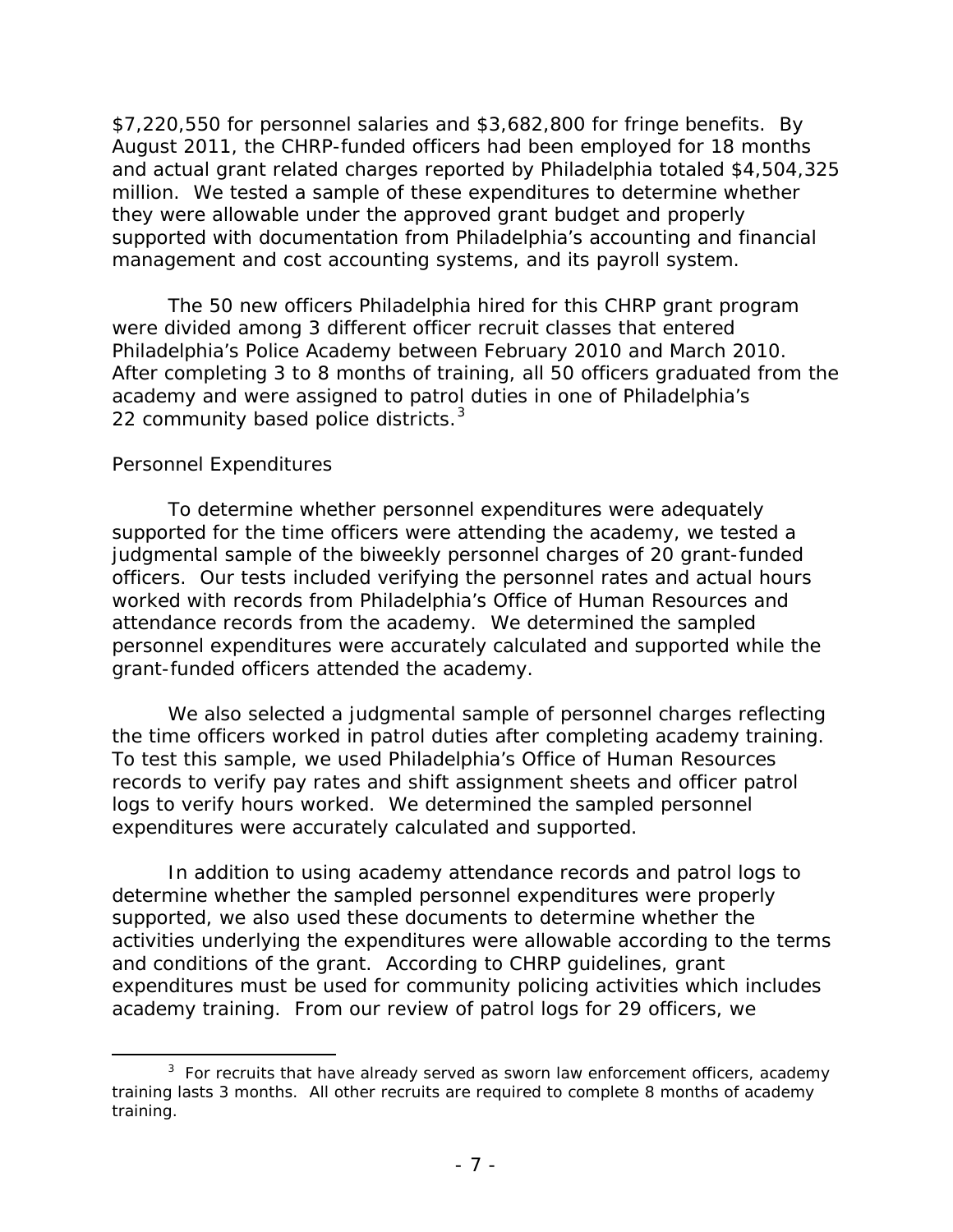$7,220,550 for personnel salaries and $3,682,800 for fringe benefits. By August 2011, the CHRP-funded officers had been employed for 18 months and actual grant related charges reported by Philadelphia totaled $4,504,325 million. We tested a sample of these expenditures to determine whether they were allowable under the approved grant budget and properly supported with documentation from Philadelphia's accounting and financial management and cost accounting systems, and its payroll system.

The 50 new officers Philadelphia hired for this CHRP grant program were divided among 3 different officer recruit classes that entered Philadelphia's Police Academy between February 2010 and March 2010. After completing 3 to 8 months of training, all 50 officers graduated from the academy and were assigned to patrol duties in one of Philadelphia's 22 community based police districts.[3]

*Personnel Expenditures*

To determine whether personnel expenditures were adequately supported for the time officers were attending the academy, we tested a judgmental sample of the biweekly personnel charges of 20 grant-funded officers. Our tests included verifying the personnel rates and actual hours worked with records from Philadelphia's Office of Human Resources and attendance records from the academy. We determined the sampled personnel expenditures were accurately calculated and supported while the grant-funded officers attended the academy.

We also selected a judgmental sample of personnel charges reflecting the time officers worked in patrol duties after completing academy training. To test this sample, we used Philadelphia's Office of Human Resources records to verify pay rates and shift assignment sheets and officer patrol logs to verify hours worked. We determined the sampled personnel expenditures were accurately calculated and supported.

In addition to using academy attendance records and patrol logs to determine whether the sampled personnel expenditures were properly supported, we also used these documents to determine whether the activities underlying the expenditures were allowable according to the terms and conditions of the grant. According to CHRP guidelines, grant expenditures must be used for community policing activities which includes academy training. From our review of patrol logs for 29 officers, we

[3] For recruits that have already served as sworn law enforcement officers, academy training lasts 3 months. All other recruits are required to complete 8 months of academy training.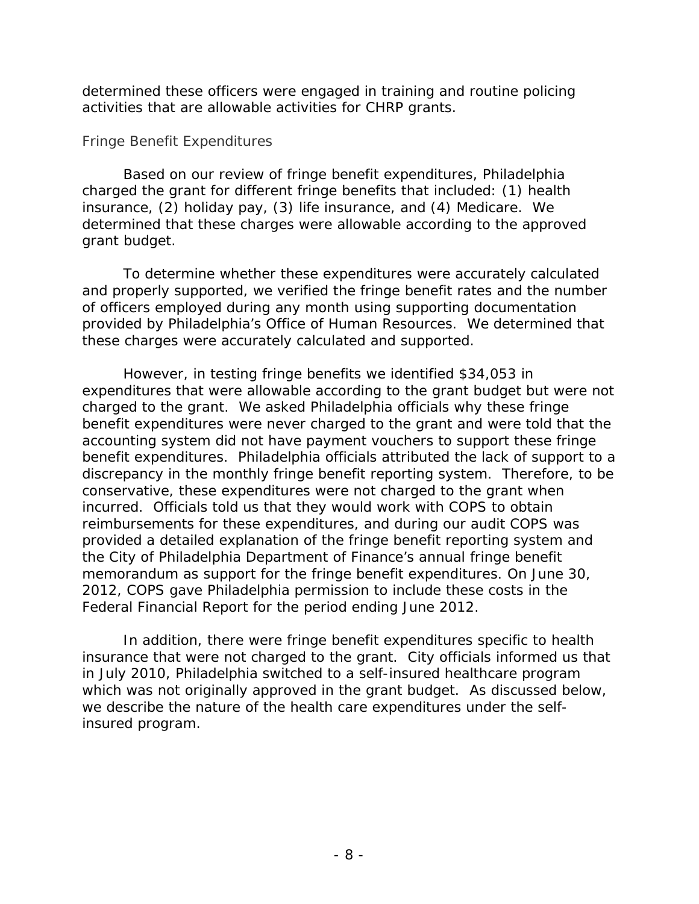determined these officers were engaged in training and routine policing activities that are allowable activities for CHRP grants.

### Fringe Benefit Expenditures

Based on our review of fringe benefit expenditures, Philadelphia charged the grant for different fringe benefits that included: (1) health insurance, (2) holiday pay, (3) life insurance, and (4) Medicare. We determined that these charges were allowable according to the approved grant budget.

To determine whether these expenditures were accurately calculated and properly supported, we verified the fringe benefit rates and the number of officers employed during any month using supporting documentation provided by Philadelphia's Office of Human Resources. We determined that these charges were accurately calculated and supported.

However, in testing fringe benefits we identified $34,053 in expenditures that were allowable according to the grant budget but were not charged to the grant. We asked Philadelphia officials why these fringe benefit expenditures were never charged to the grant and were told that the accounting system did not have payment vouchers to support these fringe benefit expenditures. Philadelphia officials attributed the lack of support to a discrepancy in the monthly fringe benefit reporting system. Therefore, to be conservative, these expenditures were not charged to the grant when incurred. Officials told us that they would work with COPS to obtain reimbursements for these expenditures, and during our audit COPS was provided a detailed explanation of the fringe benefit reporting system and the City of Philadelphia Department of Finance's annual fringe benefit memorandum as support for the fringe benefit expenditures. On June 30, 2012, COPS gave Philadelphia permission to include these costs in the Federal Financial Report for the period ending June 2012.

In addition, there were fringe benefit expenditures specific to health insurance that were not charged to the grant. City officials informed us that in July 2010, Philadelphia switched to a self-insured healthcare program which was not originally approved in the grant budget. As discussed below, we describe the nature of the health care expenditures under the self-insured program.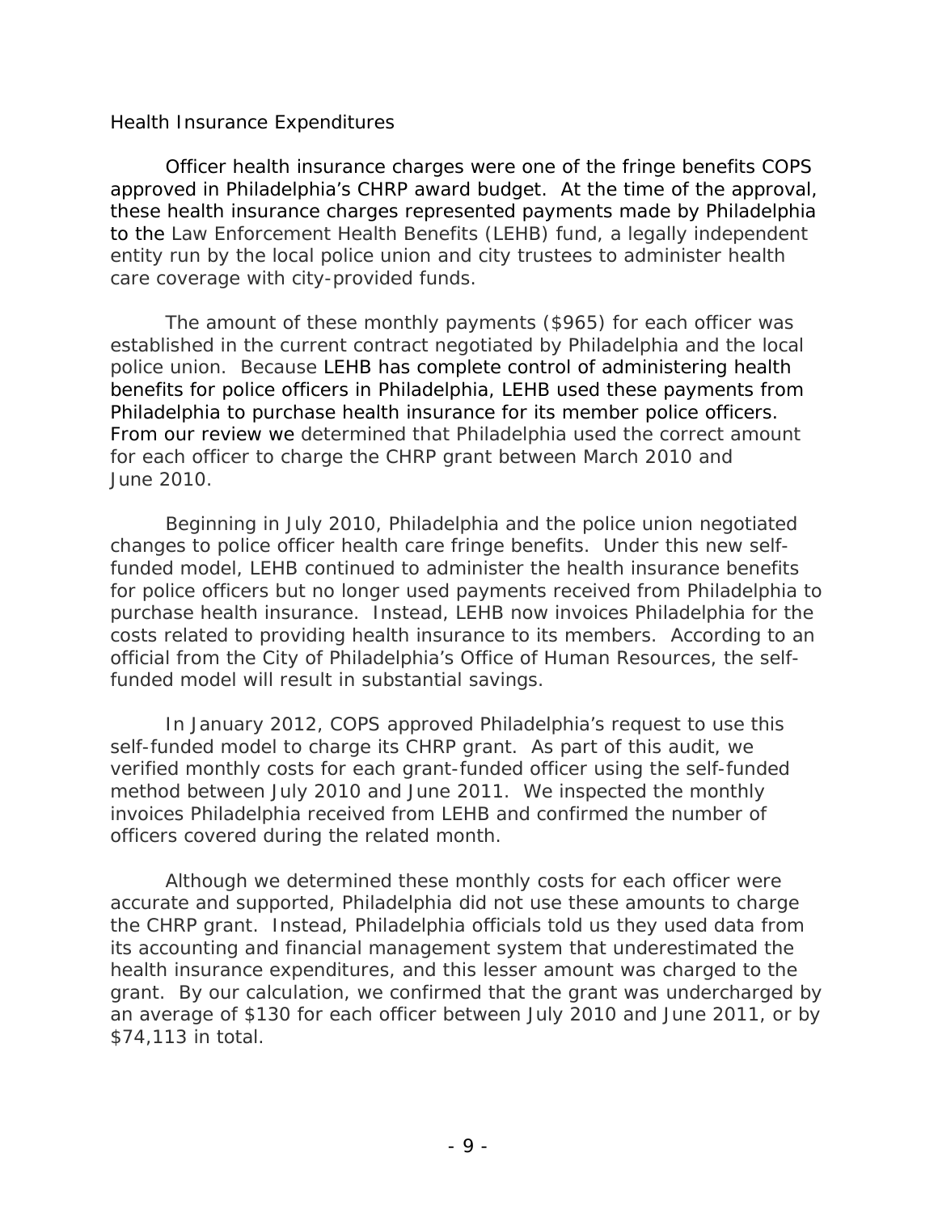### Health Insurance Expenditures

Officer health insurance charges were one of the fringe benefits COPS approved in Philadelphia's CHRP award budget. At the time of the approval, these health insurance charges represented payments made by Philadelphia to the Law Enforcement Health Benefits (LEHB) fund, a legally independent entity run by the local police union and city trustees to administer health care coverage with city-provided funds.

The amount of these monthly payments ($965) for each officer was established in the current contract negotiated by Philadelphia and the local police union. Because LEHB has complete control of administering health benefits for police officers in Philadelphia, LEHB used these payments from Philadelphia to purchase health insurance for its member police officers. From our review we determined that Philadelphia used the correct amount for each officer to charge the CHRP grant between March 2010 and June 2010.

Beginning in July 2010, Philadelphia and the police union negotiated changes to police officer health care fringe benefits. Under this new self-funded model, LEHB continued to administer the health insurance benefits for police officers but no longer used payments received from Philadelphia to purchase health insurance. Instead, LEHB now invoices Philadelphia for the costs related to providing health insurance to its members. According to an official from the City of Philadelphia's Office of Human Resources, the self-funded model will result in substantial savings.

In January 2012, COPS approved Philadelphia's request to use this self-funded model to charge its CHRP grant. As part of this audit, we verified monthly costs for each grant-funded officer using the self-funded method between July 2010 and June 2011. We inspected the monthly invoices Philadelphia received from LEHB and confirmed the number of officers covered during the related month.

Although we determined these monthly costs for each officer were accurate and supported, Philadelphia did not use these amounts to charge the CHRP grant. Instead, Philadelphia officials told us they used data from its accounting and financial management system that underestimated the health insurance expenditures, and this lesser amount was charged to the grant. By our calculation, we confirmed that the grant was undercharged by an average of $130 for each officer between July 2010 and June 2011, or by $74,113 in total.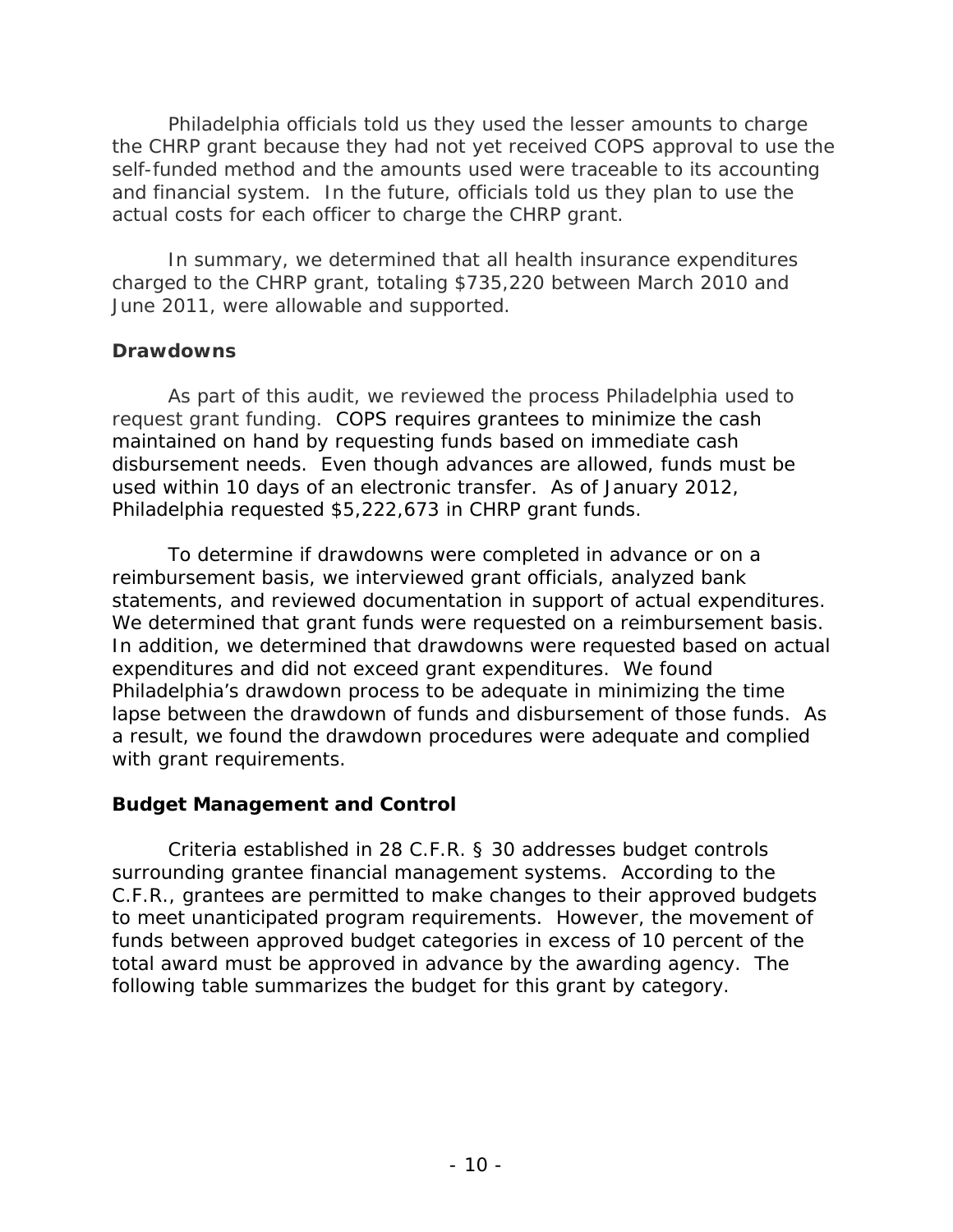Philadelphia officials told us they used the lesser amounts to charge the CHRP grant because they had not yet received COPS approval to use the self-funded method and the amounts used were traceable to its accounting and financial system. In the future, officials told us they plan to use the actual costs for each officer to charge the CHRP grant.

In summary, we determined that all health insurance expenditures charged to the CHRP grant, totaling $735,220 between March 2010 and June 2011, were allowable and supported.

### Drawdowns

As part of this audit, we reviewed the process Philadelphia used to request grant funding. COPS requires grantees to minimize the cash maintained on hand by requesting funds based on immediate cash disbursement needs. Even though advances are allowed, funds must be used within 10 days of an electronic transfer. As of January 2012, Philadelphia requested $5,222,673 in CHRP grant funds.

To determine if drawdowns were completed in advance or on a reimbursement basis, we interviewed grant officials, analyzed bank statements, and reviewed documentation in support of actual expenditures. We determined that grant funds were requested on a reimbursement basis. In addition, we determined that drawdowns were requested based on actual expenditures and did not exceed grant expenditures. We found Philadelphia's drawdown process to be adequate in minimizing the time lapse between the drawdown of funds and disbursement of those funds. As a result, we found the drawdown procedures were adequate and complied with grant requirements.

### Budget Management and Control

Criteria established in 28 C.F.R. § 30 addresses budget controls surrounding grantee financial management systems. According to the C.F.R., grantees are permitted to make changes to their approved budgets to meet unanticipated program requirements. However, the movement of funds between approved budget categories in excess of 10 percent of the total award must be approved in advance by the awarding agency. The following table summarizes the budget for this grant by category.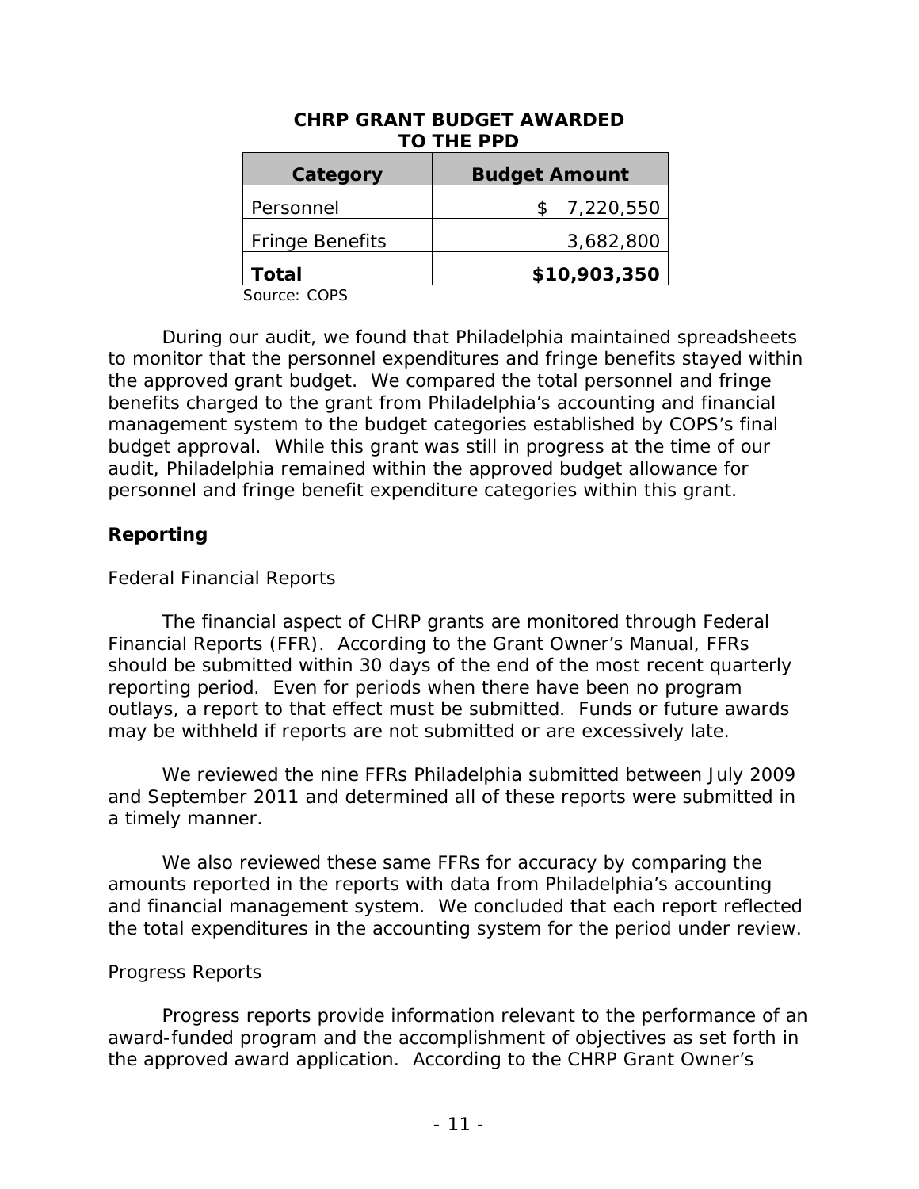**CHRP GRANT BUDGET AWARDED TO THE PPD**

| Category | Budget Amount |
|---|---|
| Personnel | $ 7,220,550 |
| Fringe Benefits | 3,682,800 |
| **Total** | **$10,903,350** |

Source: COPS

During our audit, we found that Philadelphia maintained spreadsheets to monitor that the personnel expenditures and fringe benefits stayed within the approved grant budget. We compared the total personnel and fringe benefits charged to the grant from Philadelphia's accounting and financial management system to the budget categories established by COPS's final budget approval. While this grant was still in progress at the time of our audit, Philadelphia remained within the approved budget allowance for personnel and fringe benefit expenditure categories within this grant.

**Reporting**

Federal Financial Reports

The financial aspect of CHRP grants are monitored through Federal Financial Reports (FFR). According to the Grant Owner's Manual, FFRs should be submitted within 30 days of the end of the most recent quarterly reporting period. Even for periods when there have been no program outlays, a report to that effect must be submitted. Funds or future awards may be withheld if reports are not submitted or are excessively late.

We reviewed the nine FFRs Philadelphia submitted between July 2009 and September 2011 and determined all of these reports were submitted in a timely manner.

We also reviewed these same FFRs for accuracy by comparing the amounts reported in the reports with data from Philadelphia's accounting and financial management system. We concluded that each report reflected the total expenditures in the accounting system for the period under review.

Progress Reports

Progress reports provide information relevant to the performance of an award-funded program and the accomplishment of objectives as set forth in the approved award application. According to the CHRP Grant Owner's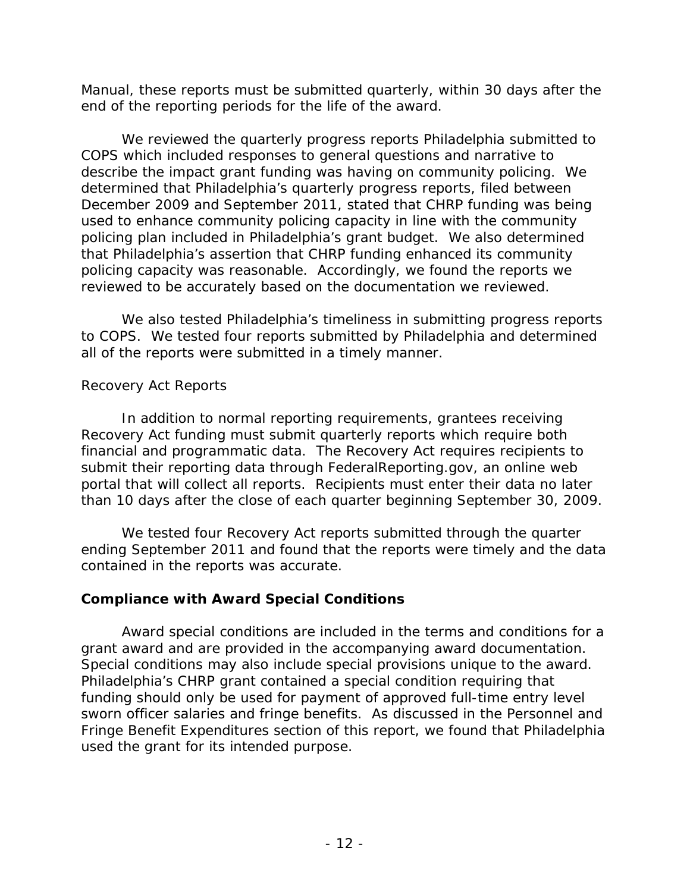Manual, these reports must be submitted quarterly, within 30 days after the end of the reporting periods for the life of the award.

We reviewed the quarterly progress reports Philadelphia submitted to COPS which included responses to general questions and narrative to describe the impact grant funding was having on community policing. We determined that Philadelphia's quarterly progress reports, filed between December 2009 and September 2011, stated that CHRP funding was being used to enhance community policing capacity in line with the community policing plan included in Philadelphia's grant budget. We also determined that Philadelphia's assertion that CHRP funding enhanced its community policing capacity was reasonable. Accordingly, we found the reports we reviewed to be accurately based on the documentation we reviewed.

We also tested Philadelphia's timeliness in submitting progress reports to COPS. We tested four reports submitted by Philadelphia and determined all of the reports were submitted in a timely manner.

*Recovery Act Reports*

In addition to normal reporting requirements, grantees receiving Recovery Act funding must submit quarterly reports which require both financial and programmatic data. The Recovery Act requires recipients to submit their reporting data through FederalReporting.gov, an online web portal that will collect all reports. Recipients must enter their data no later than 10 days after the close of each quarter beginning September 30, 2009.

We tested four Recovery Act reports submitted through the quarter ending September 2011 and found that the reports were timely and the data contained in the reports was accurate.

**Compliance with Award Special Conditions**

Award special conditions are included in the terms and conditions for a grant award and are provided in the accompanying award documentation. Special conditions may also include special provisions unique to the award. Philadelphia's CHRP grant contained a special condition requiring that funding should only be used for payment of approved full-time entry level sworn officer salaries and fringe benefits. As discussed in the Personnel and Fringe Benefit Expenditures section of this report, we found that Philadelphia used the grant for its intended purpose.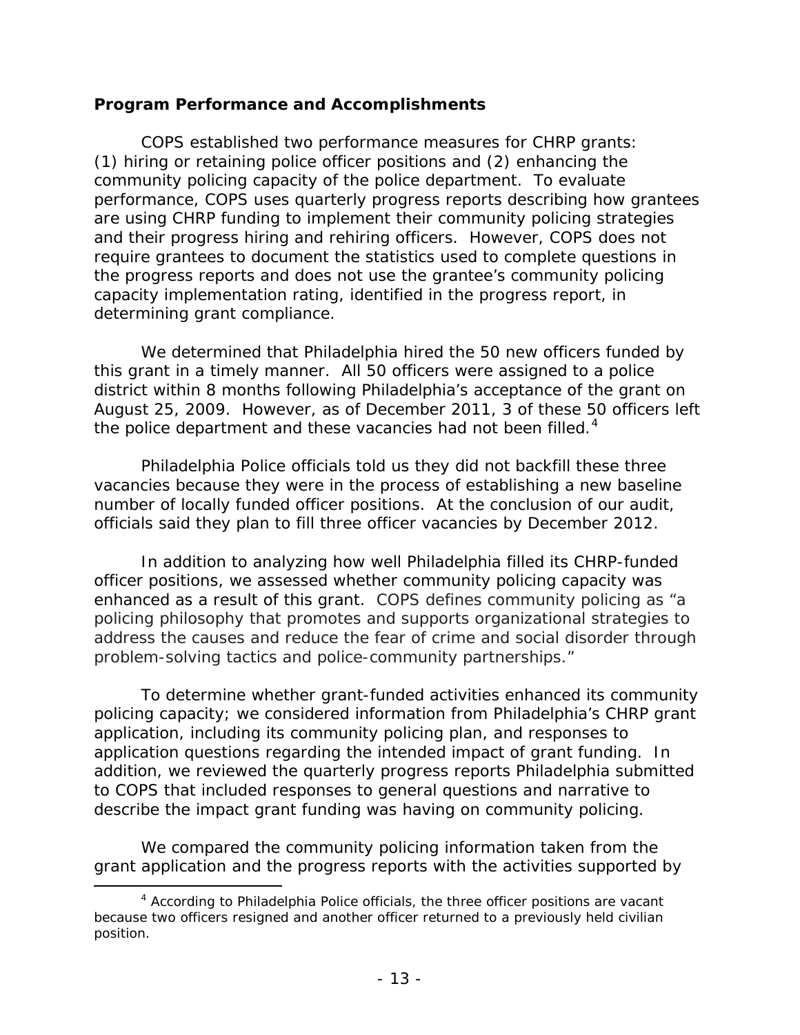**Program Performance and Accomplishments**

COPS established two performance measures for CHRP grants: (1) hiring or retaining police officer positions and (2) enhancing the community policing capacity of the police department. To evaluate performance, COPS uses quarterly progress reports describing how grantees are using CHRP funding to implement their community policing strategies and their progress hiring and rehiring officers. However, COPS does not require grantees to document the statistics used to complete questions in the progress reports and does not use the grantee's community policing capacity implementation rating, identified in the progress report, in determining grant compliance.

We determined that Philadelphia hired the 50 new officers funded by this grant in a timely manner. All 50 officers were assigned to a police district within 8 months following Philadelphia's acceptance of the grant on August 25, 2009. However, as of December 2011, 3 of these 50 officers left the police department and these vacancies had not been filled.[4]

Philadelphia Police officials told us they did not backfill these three vacancies because they were in the process of establishing a new baseline number of locally funded officer positions. At the conclusion of our audit, officials said they plan to fill three officer vacancies by December 2012.

In addition to analyzing how well Philadelphia filled its CHRP-funded officer positions, we assessed whether community policing capacity was enhanced as a result of this grant. COPS defines community policing as "a policing philosophy that promotes and supports organizational strategies to address the causes and reduce the fear of crime and social disorder through problem-solving tactics and police-community partnerships."

To determine whether grant-funded activities enhanced its community policing capacity; we considered information from Philadelphia's CHRP grant application, including its community policing plan, and responses to application questions regarding the intended impact of grant funding. In addition, we reviewed the quarterly progress reports Philadelphia submitted to COPS that included responses to general questions and narrative to describe the impact grant funding was having on community policing.

We compared the community policing information taken from the grant application and the progress reports with the activities supported by

[4] According to Philadelphia Police officials, the three officer positions are vacant because two officers resigned and another officer returned to a previously held civilian position.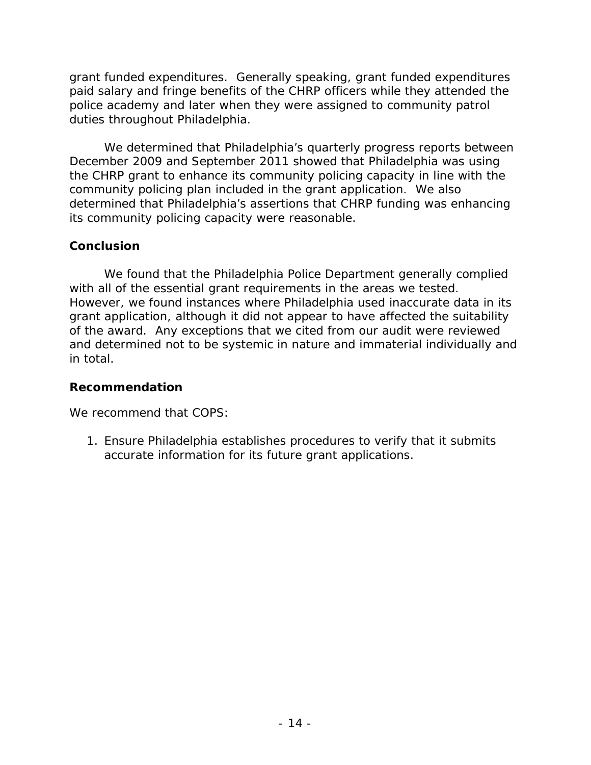grant funded expenditures. Generally speaking, grant funded expenditures paid salary and fringe benefits of the CHRP officers while they attended the police academy and later when they were assigned to community patrol duties throughout Philadelphia.

We determined that Philadelphia's quarterly progress reports between December 2009 and September 2011 showed that Philadelphia was using the CHRP grant to enhance its community policing capacity in line with the community policing plan included in the grant application. We also determined that Philadelphia's assertions that CHRP funding was enhancing its community policing capacity were reasonable.

### Conclusion

We found that the Philadelphia Police Department generally complied with all of the essential grant requirements in the areas we tested. However, we found instances where Philadelphia used inaccurate data in its grant application, although it did not appear to have affected the suitability of the award. Any exceptions that we cited from our audit were reviewed and determined not to be systemic in nature and immaterial individually and in total.

### Recommendation

We recommend that COPS:

1. Ensure Philadelphia establishes procedures to verify that it submits accurate information for its future grant applications.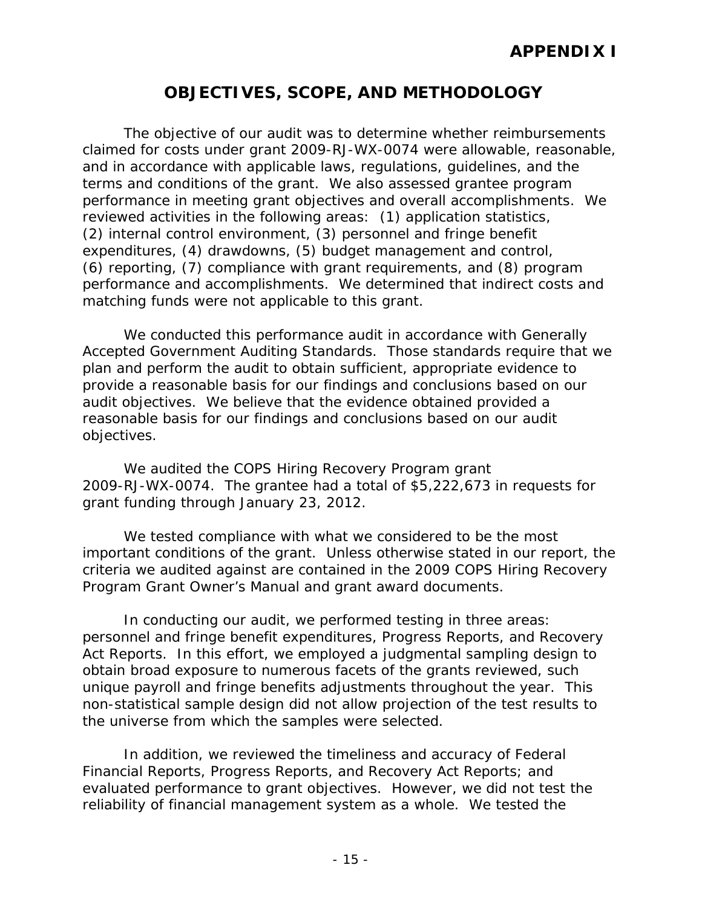# APPENDIX I

## OBJECTIVES, SCOPE, AND METHODOLOGY

The objective of our audit was to determine whether reimbursements claimed for costs under grant 2009-RJ-WX-0074 were allowable, reasonable, and in accordance with applicable laws, regulations, guidelines, and the terms and conditions of the grant. We also assessed grantee program performance in meeting grant objectives and overall accomplishments. We reviewed activities in the following areas: (1) application statistics, (2) internal control environment, (3) personnel and fringe benefit expenditures, (4) drawdowns, (5) budget management and control, (6) reporting, (7) compliance with grant requirements, and (8) program performance and accomplishments. We determined that indirect costs and matching funds were not applicable to this grant.

We conducted this performance audit in accordance with Generally Accepted Government Auditing Standards. Those standards require that we plan and perform the audit to obtain sufficient, appropriate evidence to provide a reasonable basis for our findings and conclusions based on our audit objectives. We believe that the evidence obtained provided a reasonable basis for our findings and conclusions based on our audit objectives.

We audited the COPS Hiring Recovery Program grant 2009-RJ-WX-0074. The grantee had a total of $5,222,673 in requests for grant funding through January 23, 2012.

We tested compliance with what we considered to be the most important conditions of the grant. Unless otherwise stated in our report, the criteria we audited against are contained in the 2009 COPS Hiring Recovery Program Grant Owner's Manual and grant award documents.

In conducting our audit, we performed testing in three areas: personnel and fringe benefit expenditures, Progress Reports, and Recovery Act Reports. In this effort, we employed a judgmental sampling design to obtain broad exposure to numerous facets of the grants reviewed, such unique payroll and fringe benefits adjustments throughout the year. This non-statistical sample design did not allow projection of the test results to the universe from which the samples were selected.

In addition, we reviewed the timeliness and accuracy of Federal Financial Reports, Progress Reports, and Recovery Act Reports; and evaluated performance to grant objectives. However, we did not test the reliability of financial management system as a whole. We tested the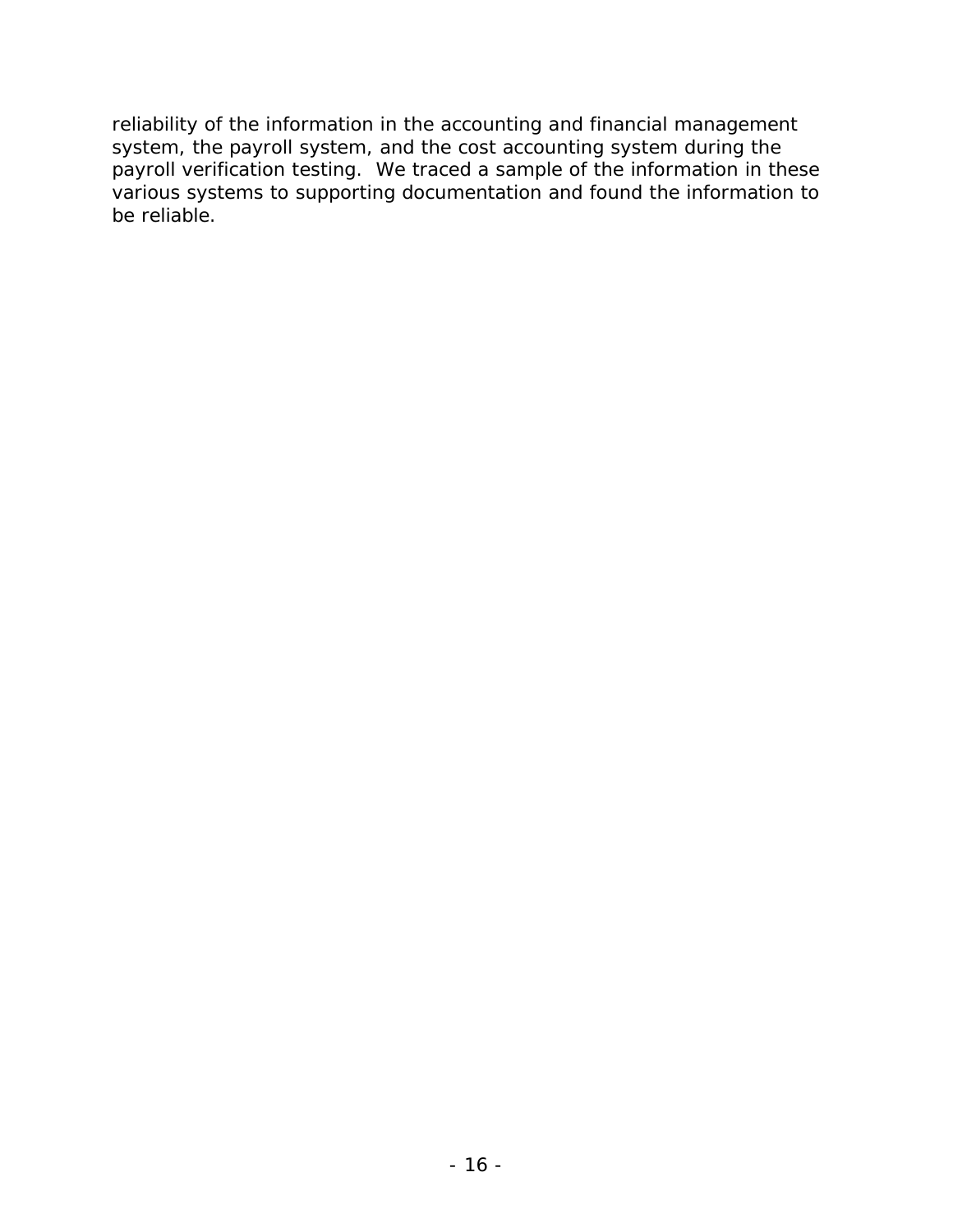reliability of the information in the accounting and financial management system, the payroll system, and the cost accounting system during the payroll verification testing. We traced a sample of the information in these various systems to supporting documentation and found the information to be reliable.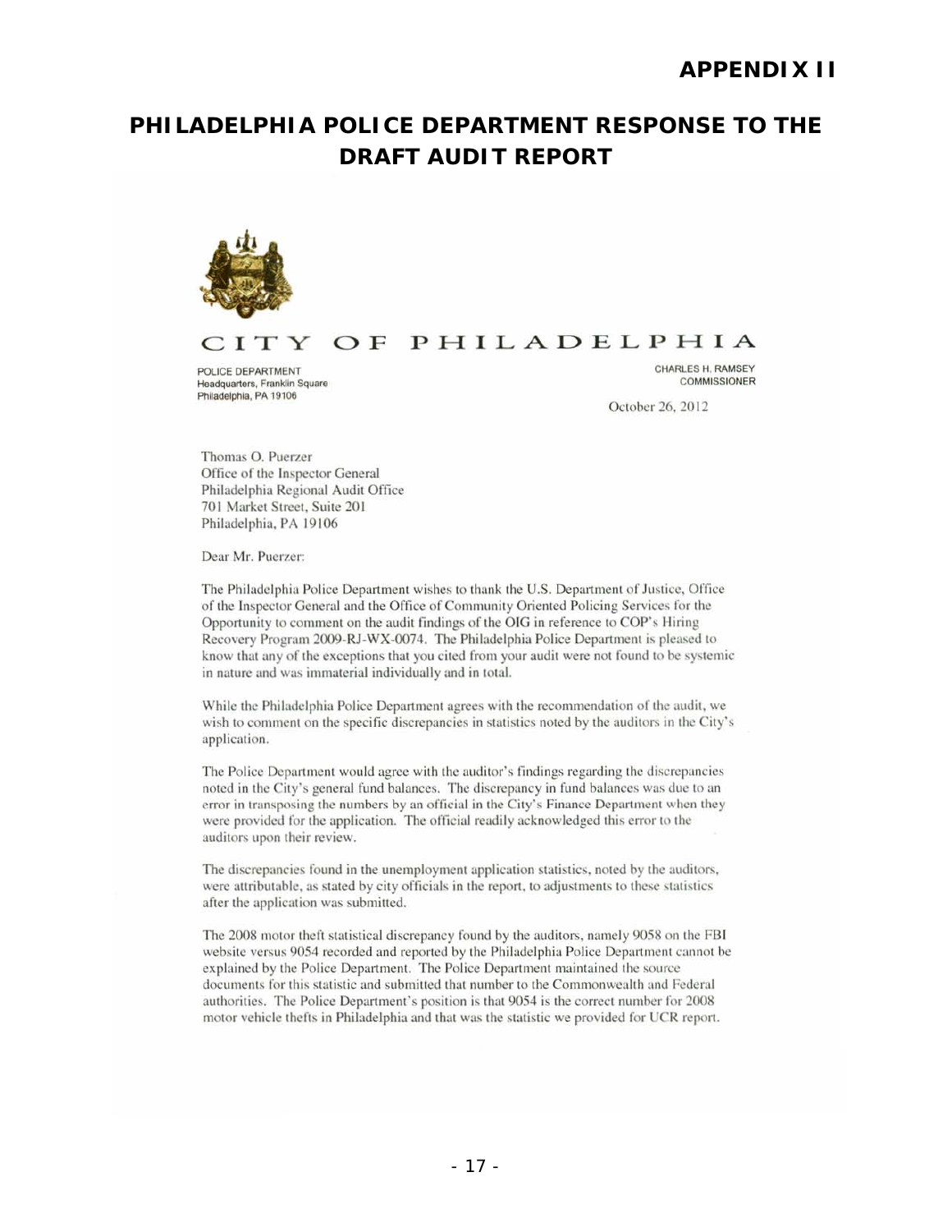# APPENDIX II

## PHILADELPHIA POLICE DEPARTMENT RESPONSE TO THE DRAFT AUDIT REPORT

CITY OF PHILADELPHIA

POLICE DEPARTMENT
Headquarters, Franklin Square
Philadelphia, PA 19106

CHARLES H. RAMSEY
COMMISSIONER

October 26, 2012

Thomas O. Puerzer
Office of the Inspector General
Philadelphia Regional Audit Office
701 Market Street, Suite 201
Philadelphia, PA 19106

Dear Mr. Puerzer:

The Philadelphia Police Department wishes to thank the U.S. Department of Justice, Office of the Inspector General and the Office of Community Oriented Policing Services for the Opportunity to comment on the audit findings of the OIG in reference to COP's Hiring Recovery Program 2009-RJ-WX-0074. The Philadelphia Police Department is pleased to know that any of the exceptions that you cited from your audit were not found to be systemic in nature and was immaterial individually and in total.

While the Philadelphia Police Department agrees with the recommendation of the audit, we wish to comment on the specific discrepancies in statistics noted by the auditors in the City's application.

The Police Department would agree with the auditor's findings regarding the discrepancies noted in the City's general fund balances. The discrepancy in fund balances was due to an error in transposing the numbers by an official in the City's Finance Department when they were provided for the application. The official readily acknowledged this error to the auditors upon their review.

The discrepancies found in the unemployment application statistics, noted by the auditors, were attributable, as stated by city officials in the report, to adjustments to these statistics after the application was submitted.

The 2008 motor theft statistical discrepancy found by the auditors, namely 9058 on the FBI website versus 9054 recorded and reported by the Philadelphia Police Department cannot be explained by the Police Department. The Police Department maintained the source documents for this statistic and submitted that number to the Commonwealth and Federal authorities. The Police Department's position is that 9054 is the correct number for 2008 motor vehicle thefts in Philadelphia and that was the statistic we provided for UCR report.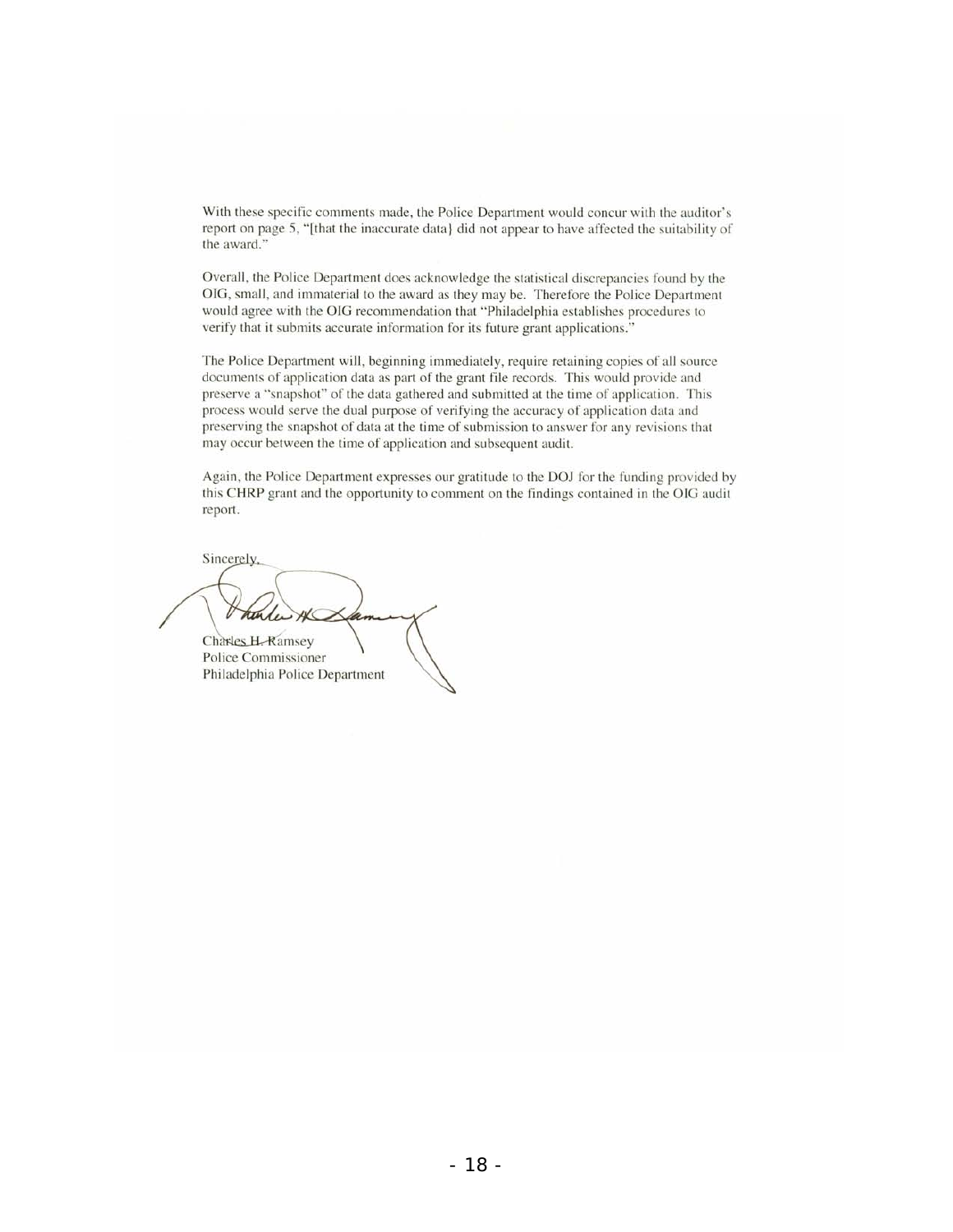With these specific comments made, the Police Department would concur with the auditor's report on page 5, "[that the inaccurate data} did not appear to have affected the suitability of the award."

Overall, the Police Department does acknowledge the statistical discrepancies found by the OIG, small, and immaterial to the award as they may be. Therefore the Police Department would agree with the OIG recommendation that "Philadelphia establishes procedures to verify that it submits accurate information for its future grant applications."

The Police Department will, beginning immediately, require retaining copies of all source documents of application data as part of the grant file records. This would provide and preserve a "snapshot" of the data gathered and submitted at the time of application. This process would serve the dual purpose of verifying the accuracy of application data and preserving the snapshot of data at the time of submission to answer for any revisions that may occur between the time of application and subsequent audit.

Again, the Police Department expresses our gratitude to the DOJ for the funding provided by this CHRP grant and the opportunity to comment on the findings contained in the OIG audit report.

Sincerely,

Charles H. Ramsey
Police Commissioner
Philadelphia Police Department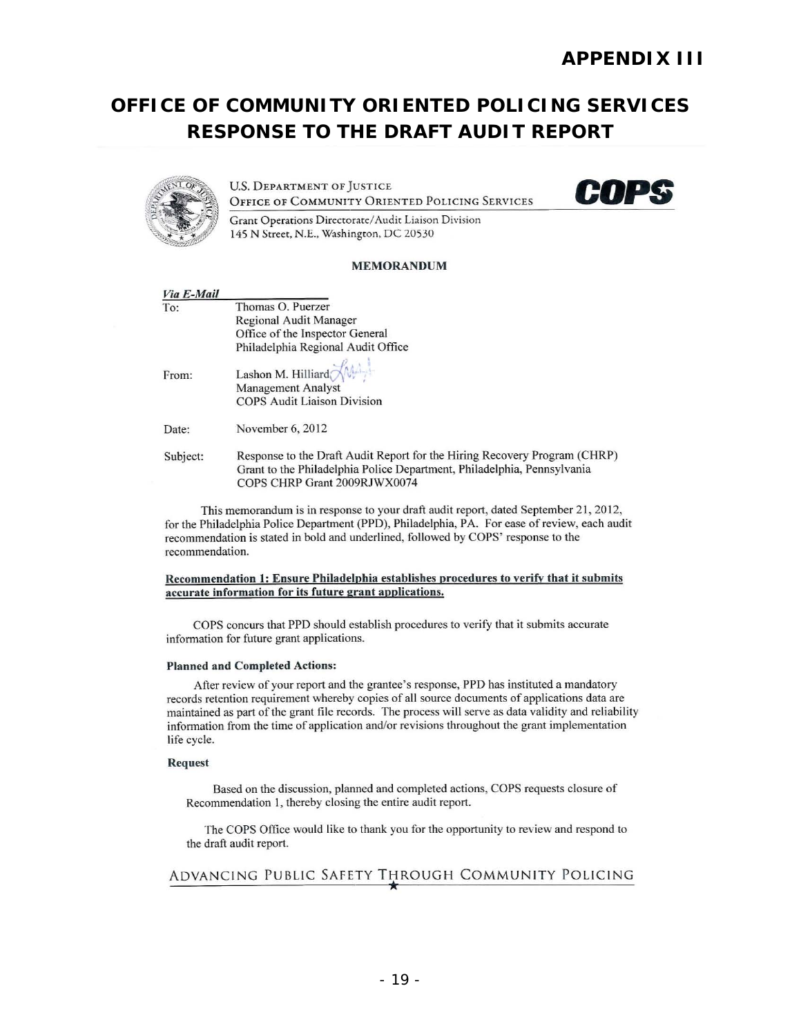# APPENDIX III

## OFFICE OF COMMUNITY ORIENTED POLICING SERVICES RESPONSE TO THE DRAFT AUDIT REPORT

U.S. DEPARTMENT OF JUSTICE
OFFICE OF COMMUNITY ORIENTED POLICING SERVICES

COPS

Grant Operations Directorate/Audit Liaison Division
145 N Street, N.E., Washington, DC 20530

**MEMORANDUM**

***Via E-Mail***

To: Thomas O. Puerzer
Regional Audit Manager
Office of the Inspector General
Philadelphia Regional Audit Office

From: Lashon M. Hilliard
Management Analyst
COPS Audit Liaison Division

Date: November 6, 2012

Subject: Response to the Draft Audit Report for the Hiring Recovery Program (CHRP) Grant to the Philadelphia Police Department, Philadelphia, Pennsylvania
COPS CHRP Grant 2009RJWX0074

This memorandum is in response to your draft audit report, dated September 21, 2012, for the Philadelphia Police Department (PPD), Philadelphia, PA. For ease of review, each audit recommendation is stated in bold and underlined, followed by COPS' response to the recommendation.

**Recommendation 1: Ensure Philadelphia establishes procedures to verify that it submits accurate information for its future grant applications.**

COPS concurs that PPD should establish procedures to verify that it submits accurate information for future grant applications.

**Planned and Completed Actions:**

After review of your report and the grantee's response, PPD has instituted a mandatory records retention requirement whereby copies of all source documents of applications data are maintained as part of the grant file records. The process will serve as data validity and reliability information from the time of application and/or revisions throughout the grant implementation life cycle.

**Request**

Based on the discussion, planned and completed actions, COPS requests closure of Recommendation 1, thereby closing the entire audit report.

The COPS Office would like to thank you for the opportunity to review and respond to the draft audit report.

ADVANCING PUBLIC SAFETY THROUGH COMMUNITY POLICING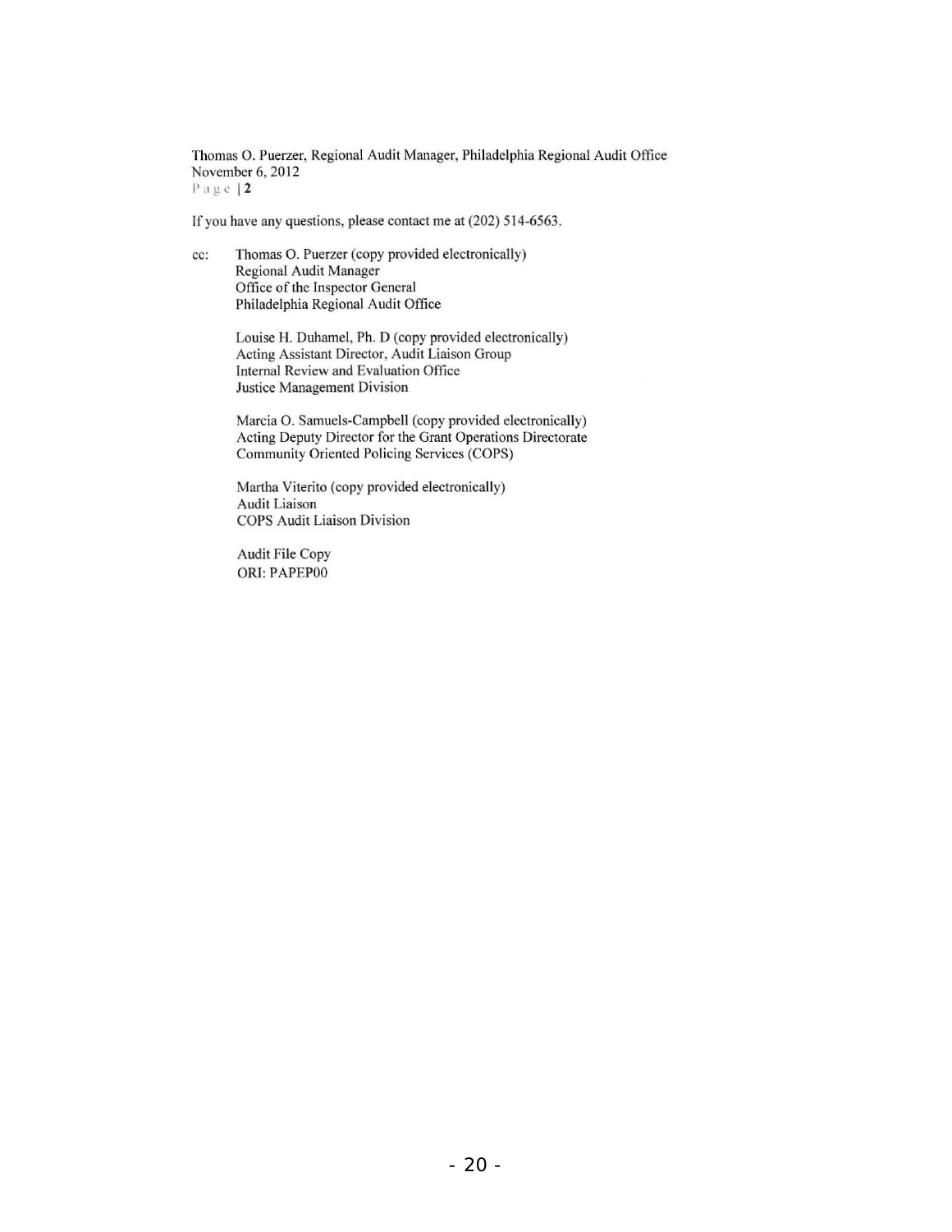Thomas O. Puerzer, Regional Audit Manager, Philadelphia Regional Audit Office
November 6, 2012

If you have any questions, please contact me at (202) 514-6563.

cc: Thomas O. Puerzer (copy provided electronically)
Regional Audit Manager
Office of the Inspector General
Philadelphia Regional Audit Office

Louise H. Duhamel, Ph. D (copy provided electronically)
Acting Assistant Director, Audit Liaison Group
Internal Review and Evaluation Office
Justice Management Division

Marcia O. Samuels-Campbell (copy provided electronically)
Acting Deputy Director for the Grant Operations Directorate
Community Oriented Policing Services (COPS)

Martha Viterito (copy provided electronically)
Audit Liaison
COPS Audit Liaison Division

Audit File Copy
ORI: PAPEP00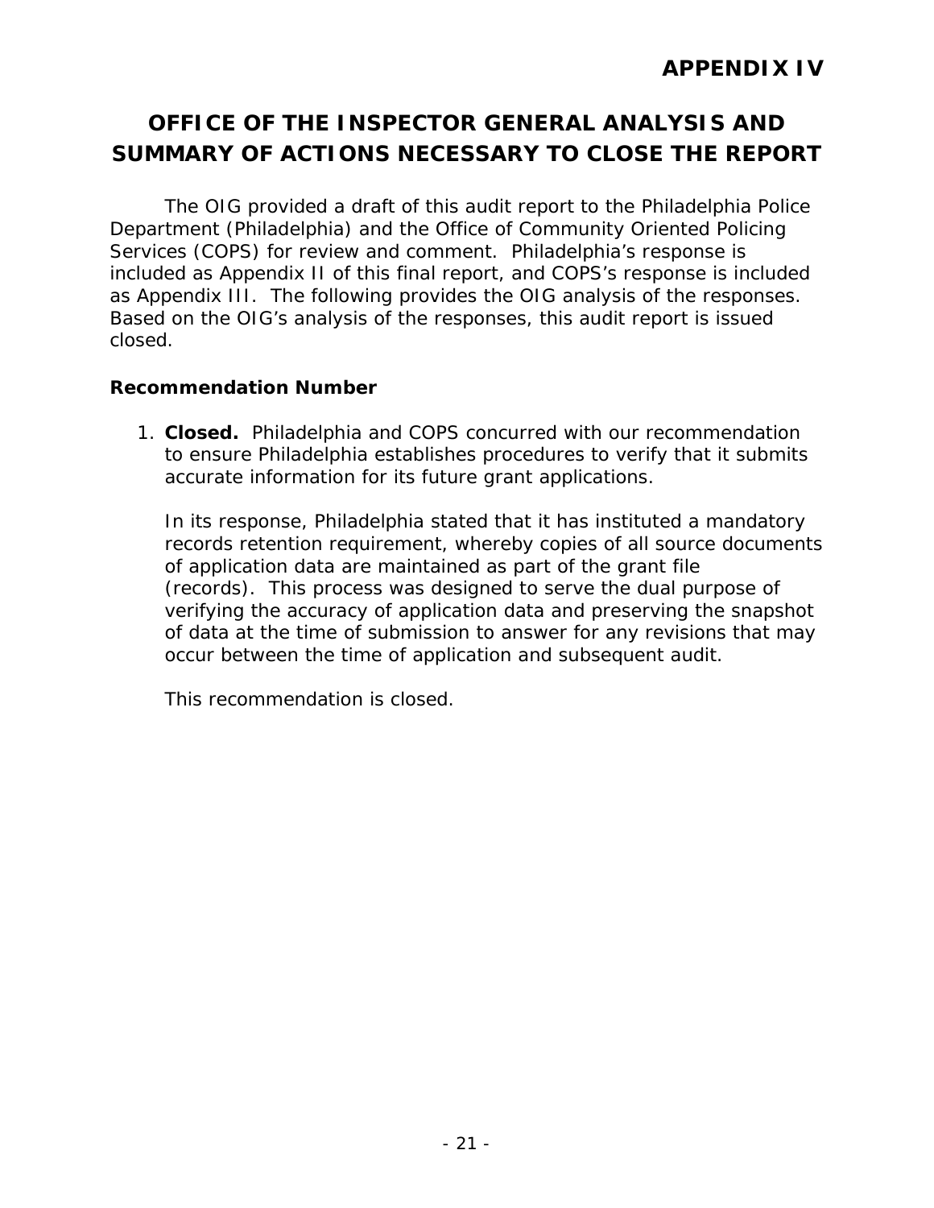## APPENDIX IV

# OFFICE OF THE INSPECTOR GENERAL ANALYSIS AND SUMMARY OF ACTIONS NECESSARY TO CLOSE THE REPORT

The OIG provided a draft of this audit report to the Philadelphia Police Department (Philadelphia) and the Office of Community Oriented Policing Services (COPS) for review and comment. Philadelphia's response is included as Appendix II of this final report, and COPS's response is included as Appendix III. The following provides the OIG analysis of the responses. Based on the OIG's analysis of the responses, this audit report is issued closed.

**Recommendation Number**

1. **Closed.** Philadelphia and COPS concurred with our recommendation to ensure Philadelphia establishes procedures to verify that it submits accurate information for its future grant applications.

   In its response, Philadelphia stated that it has instituted a mandatory records retention requirement, whereby copies of all source documents of application data are maintained as part of the grant file (records). This process was designed to serve the dual purpose of verifying the accuracy of application data and preserving the snapshot of data at the time of submission to answer for any revisions that may occur between the time of application and subsequent audit.

   This recommendation is closed.